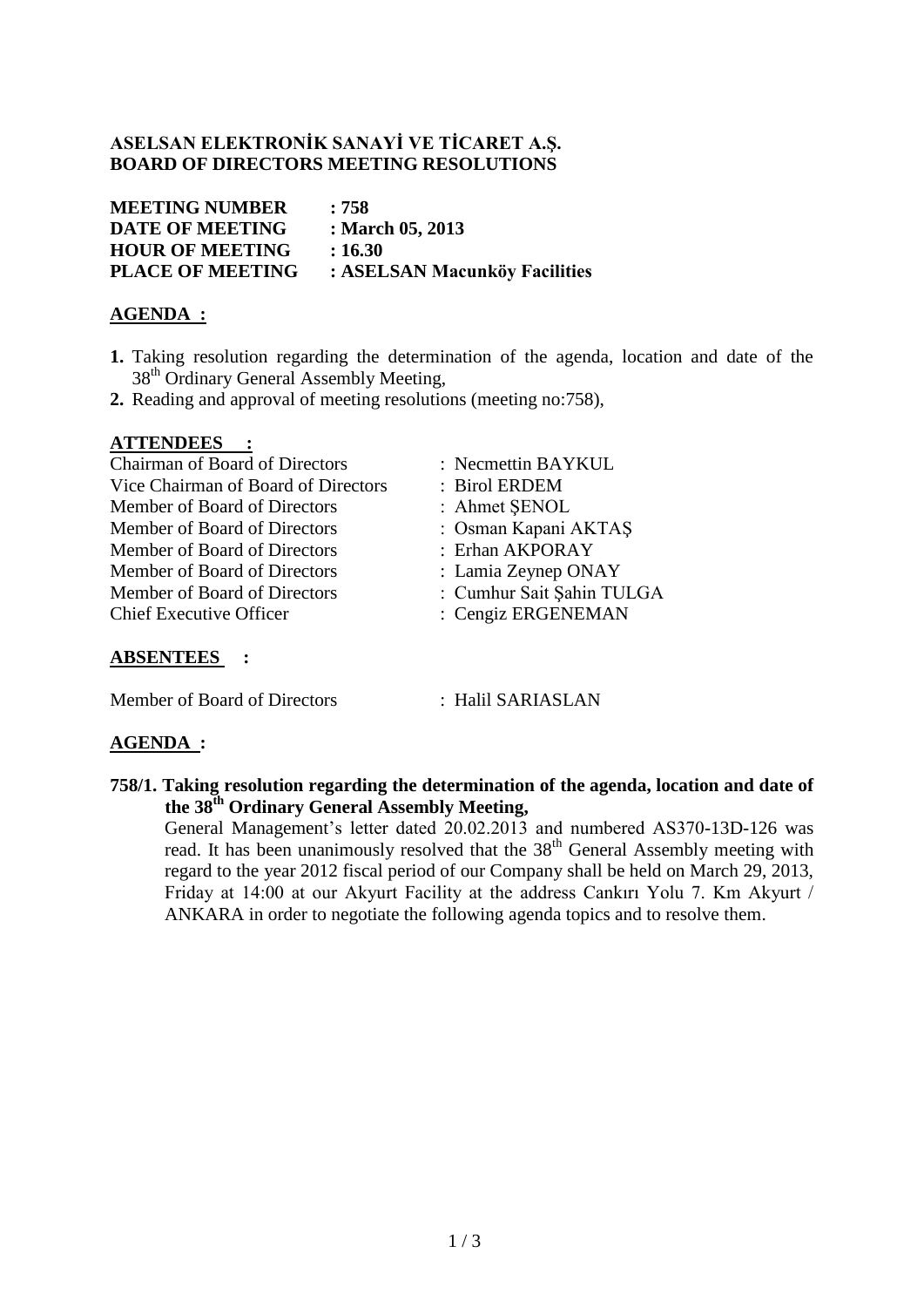# ASELSAN ELEKTRONİK SANAYİ VE TİCARET A.Ş.
# BOARD OF DIRECTORS MEETING RESOLUTIONS

| | |
|---|---|
| **MEETING NUMBER** | **: 758** |
| **DATE OF MEETING** | **: March 05, 2013** |
| **HOUR OF MEETING** | **: 16.30** |
| **PLACE OF MEETING** | **: ASELSAN Macunköy Facilities** |

## AGENDA :

1. Taking resolution regarding the determination of the agenda, location and date of the 38th Ordinary General Assembly Meeting,
2. Reading and approval of meeting resolutions (meeting no:758),

## ATTENDEES :

| | |
|---|---|
| Chairman of Board of Directors | : Necmettin BAYKUL |
| Vice Chairman of Board of Directors | : Birol ERDEM |
| Member of Board of Directors | : Ahmet ŞENOL |
| Member of Board of Directors | : Osman Kapani AKTAŞ |
| Member of Board of Directors | : Erhan AKPORAY |
| Member of Board of Directors | : Lamia Zeynep ONAY |
| Member of Board of Directors | : Cumhur Sait Şahin TULGA |
| Chief Executive Officer | : Cengiz ERGENEMAN |

## ABSENTEES :

Member of Board of Directors : Halil SARIASLAN

## AGENDA :

**758/1. Taking resolution regarding the determination of the agenda, location and date of the 38th Ordinary General Assembly Meeting,**

General Management's letter dated 20.02.2013 and numbered AS370-13D-126 was read. It has been unanimously resolved that the 38th General Assembly meeting with regard to the year 2012 fiscal period of our Company shall be held on March 29, 2013, Friday at 14:00 at our Akyurt Facility at the address Cankırı Yolu 7. Km Akyurt / ANKARA in order to negotiate the following agenda topics and to resolve them.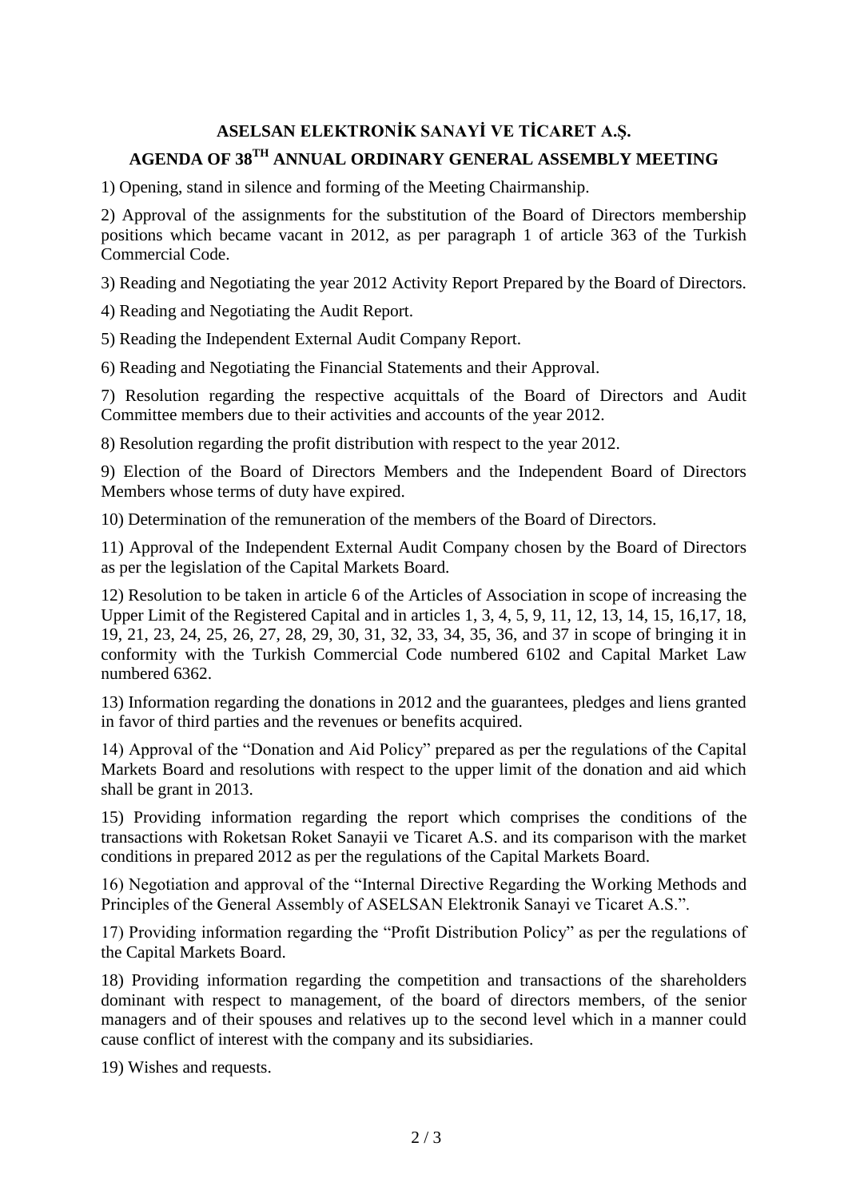**ASELSAN ELEKTRONİK SANAYİ VE TİCARET A.Ş.**

**AGENDA OF 38TH ANNUAL ORDINARY GENERAL ASSEMBLY MEETING**

1) Opening, stand in silence and forming of the Meeting Chairmanship.

2) Approval of the assignments for the substitution of the Board of Directors membership positions which became vacant in 2012, as per paragraph 1 of article 363 of the Turkish Commercial Code.

3) Reading and Negotiating the year 2012 Activity Report Prepared by the Board of Directors.

4) Reading and Negotiating the Audit Report.

5) Reading the Independent External Audit Company Report.

6) Reading and Negotiating the Financial Statements and their Approval.

7) Resolution regarding the respective acquittals of the Board of Directors and Audit Committee members due to their activities and accounts of the year 2012.

8) Resolution regarding the profit distribution with respect to the year 2012.

9) Election of the Board of Directors Members and the Independent Board of Directors Members whose terms of duty have expired.

10) Determination of the remuneration of the members of the Board of Directors.

11) Approval of the Independent External Audit Company chosen by the Board of Directors as per the legislation of the Capital Markets Board.

12) Resolution to be taken in article 6 of the Articles of Association in scope of increasing the Upper Limit of the Registered Capital and in articles 1, 3, 4, 5, 9, 11, 12, 13, 14, 15, 16,17, 18, 19, 21, 23, 24, 25, 26, 27, 28, 29, 30, 31, 32, 33, 34, 35, 36, and 37 in scope of bringing it in conformity with the Turkish Commercial Code numbered 6102 and Capital Market Law numbered 6362.

13) Information regarding the donations in 2012 and the guarantees, pledges and liens granted in favor of third parties and the revenues or benefits acquired.

14) Approval of the "Donation and Aid Policy" prepared as per the regulations of the Capital Markets Board and resolutions with respect to the upper limit of the donation and aid which shall be grant in 2013.

15) Providing information regarding the report which comprises the conditions of the transactions with Roketsan Roket Sanayii ve Ticaret A.S. and its comparison with the market conditions in prepared 2012 as per the regulations of the Capital Markets Board.

16) Negotiation and approval of the "Internal Directive Regarding the Working Methods and Principles of the General Assembly of ASELSAN Elektronik Sanayi ve Ticaret A.S.".

17) Providing information regarding the "Profit Distribution Policy" as per the regulations of the Capital Markets Board.

18) Providing information regarding the competition and transactions of the shareholders dominant with respect to management, of the board of directors members, of the senior managers and of their spouses and relatives up to the second level which in a manner could cause conflict of interest with the company and its subsidiaries.

19) Wishes and requests.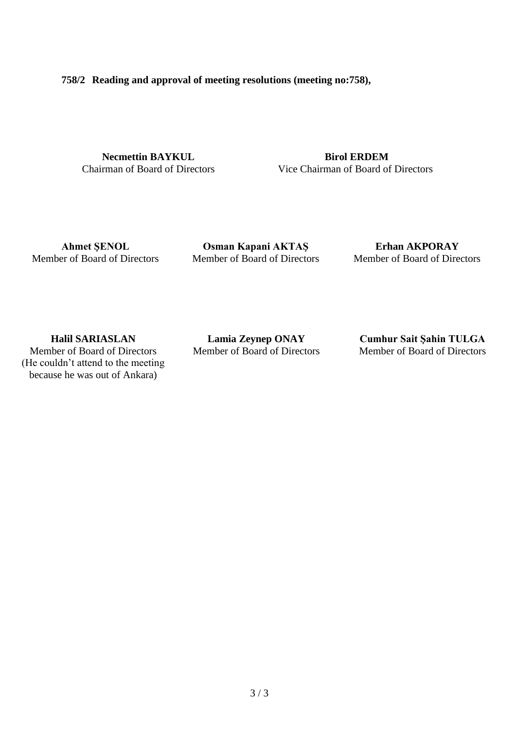**758/2 Reading and approval of meeting resolutions (meeting no:758),**

**Necmettin BAYKUL**
Chairman of Board of Directors

**Birol ERDEM**
Vice Chairman of Board of Directors

**Ahmet ŞENOL**
Member of Board of Directors

**Osman Kapani AKTAŞ**
Member of Board of Directors

**Erhan AKPORAY**
Member of Board of Directors

**Halil SARIASLAN**
Member of Board of Directors
(He couldn't attend to the meeting because he was out of Ankara)

**Lamia Zeynep ONAY**
Member of Board of Directors

**Cumhur Sait Şahin TULGA**
Member of Board of Directors